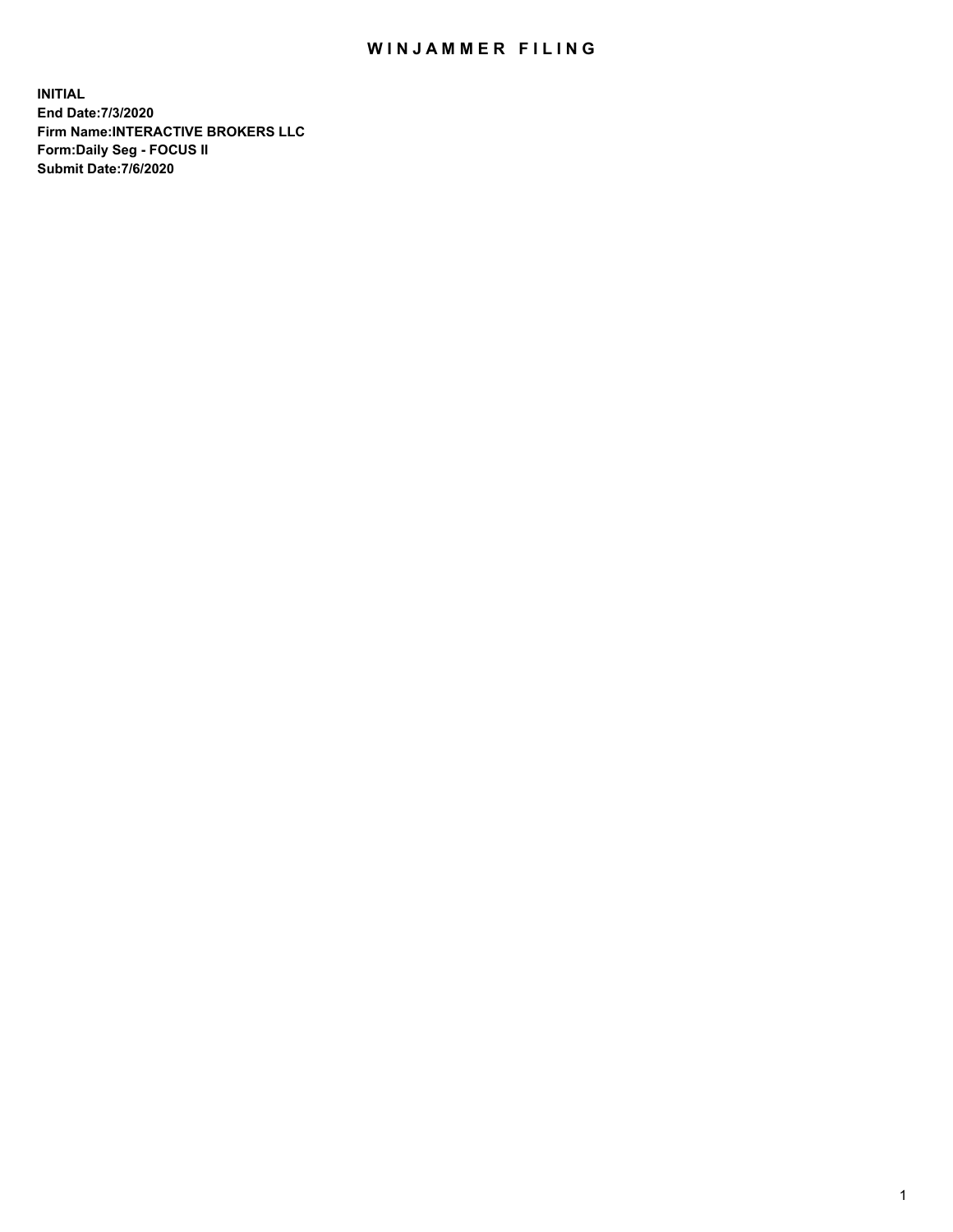# WINJAMMER FILING

**INITIAL**
**End Date:7/3/2020**
**Firm Name:INTERACTIVE BROKERS LLC**
**Form:Daily Seg - FOCUS II**
**Submit Date:7/6/2020**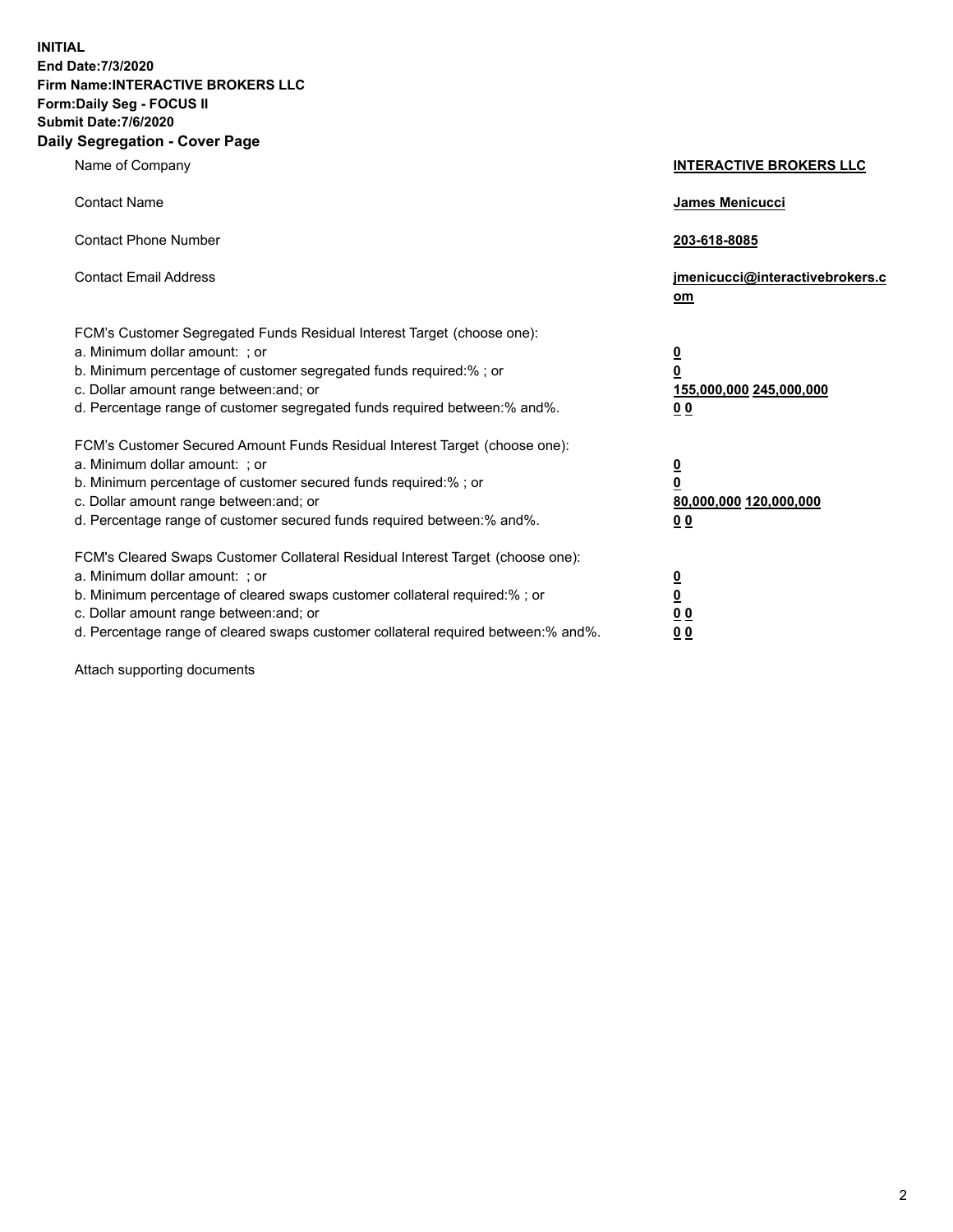**INITIAL**
**End Date:7/3/2020**
**Firm Name:INTERACTIVE BROKERS LLC**
**Form:Daily Seg - FOCUS II**
**Submit Date:7/6/2020**

## Daily Segregation - Cover Page

| | |
|---|---|
| Name of Company | **INTERACTIVE BROKERS LLC** |
| Contact Name | **James Menicucci** |
| Contact Phone Number | **203-618-8085** |
| Contact Email Address | **jmenicucci@interactivebrokers.com** |

FCM's Customer Segregated Funds Residual Interest Target (choose one):

| | |
|---|---|
| a. Minimum dollar amount: ; or | **0** |
| b. Minimum percentage of customer segregated funds required:% ; or | **0** |
| c. Dollar amount range between:and; or | **155,000,000 245,000,000** |
| d. Percentage range of customer segregated funds required between:% and%. | **0 0** |

FCM's Customer Secured Amount Funds Residual Interest Target (choose one):

| | |
|---|---|
| a. Minimum dollar amount: ; or | **0** |
| b. Minimum percentage of customer secured funds required:% ; or | **0** |
| c. Dollar amount range between:and; or | **80,000,000 120,000,000** |
| d. Percentage range of customer secured funds required between:% and%. | **0 0** |

FCM's Cleared Swaps Customer Collateral Residual Interest Target (choose one):

| | |
|---|---|
| a. Minimum dollar amount: ; or | **0** |
| b. Minimum percentage of cleared swaps customer collateral required:% ; or | **0** |
| c. Dollar amount range between:and; or | **0 0** |
| d. Percentage range of cleared swaps customer collateral required between:% and%. | **0 0** |

Attach supporting documents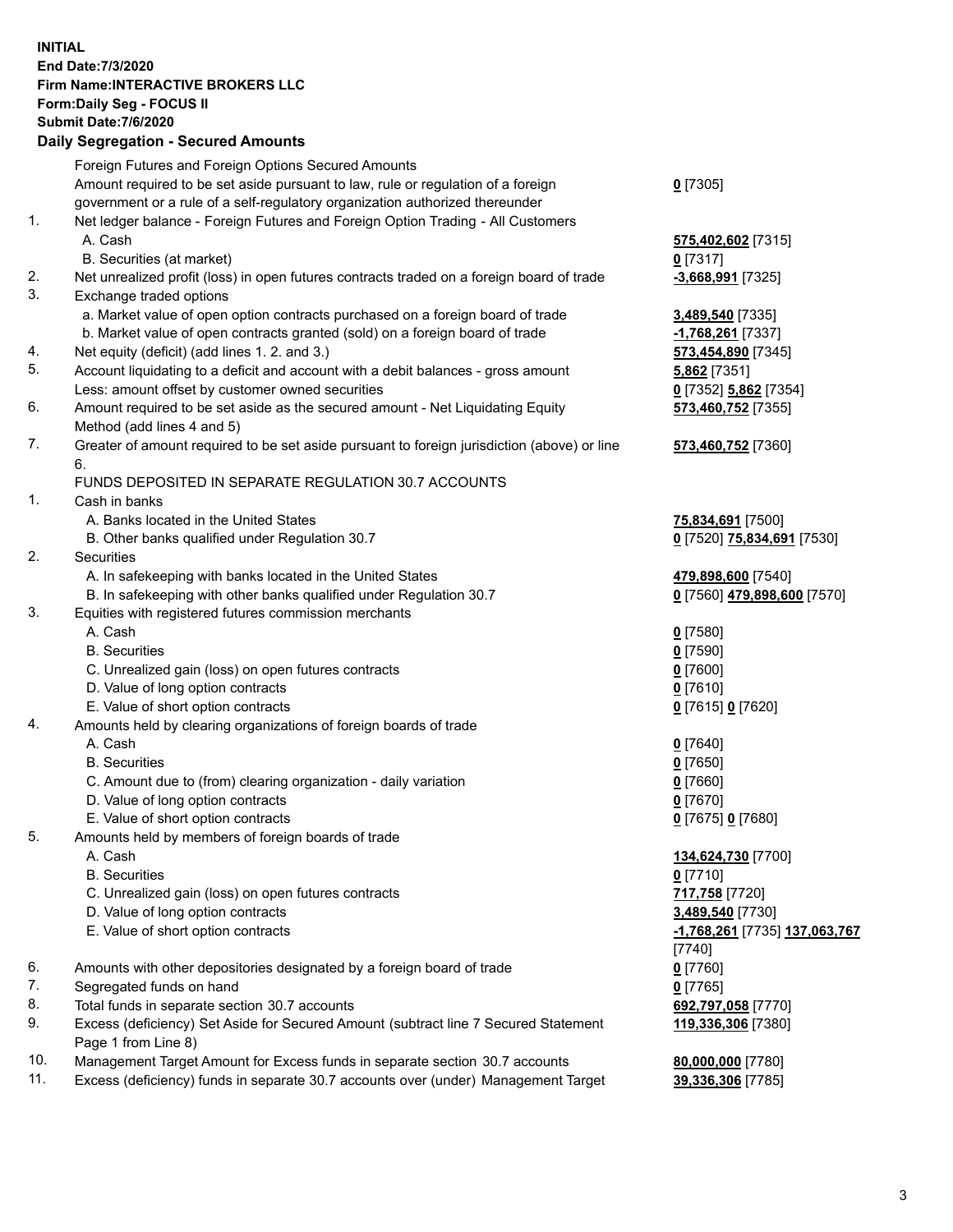**INITIAL**
**End Date:7/3/2020**
**Firm Name:INTERACTIVE BROKERS LLC**
**Form:Daily Seg - FOCUS II**
**Submit Date:7/6/2020**

## Daily Segregation - Secured Amounts

| | | |
|---|---|---|
| | Foreign Futures and Foreign Options Secured Amounts | |
| | Amount required to be set aside pursuant to law, rule or regulation of a foreign government or a rule of a self-regulatory organization authorized thereunder | **0** [7305] |
| 1. | Net ledger balance - Foreign Futures and Foreign Option Trading - All Customers | |
| | A. Cash | **575,402,602** [7315] |
| | B. Securities (at market) | **0** [7317] |
| 2. | Net unrealized profit (loss) in open futures contracts traded on a foreign board of trade | **-3,668,991** [7325] |
| 3. | Exchange traded options | |
| | a. Market value of open option contracts purchased on a foreign board of trade | **3,489,540** [7335] |
| | b. Market value of open contracts granted (sold) on a foreign board of trade | **-1,768,261** [7337] |
| 4. | Net equity (deficit) (add lines 1. 2. and 3.) | **573,454,890** [7345] |
| 5. | Account liquidating to a deficit and account with a debit balances - gross amount | **5,862** [7351] |
| | Less: amount offset by customer owned securities | **0** [7352] **5,862** [7354] |
| 6. | Amount required to be set aside as the secured amount - Net Liquidating Equity Method (add lines 4 and 5) | **573,460,752** [7355] |
| 7. | Greater of amount required to be set aside pursuant to foreign jurisdiction (above) or line 6. | **573,460,752** [7360] |
| | FUNDS DEPOSITED IN SEPARATE REGULATION 30.7 ACCOUNTS | |
| 1. | Cash in banks | |
| | A. Banks located in the United States | **75,834,691** [7500] |
| | B. Other banks qualified under Regulation 30.7 | **0** [7520] **75,834,691** [7530] |
| 2. | Securities | |
| | A. In safekeeping with banks located in the United States | **479,898,600** [7540] |
| | B. In safekeeping with other banks qualified under Regulation 30.7 | **0** [7560] **479,898,600** [7570] |
| 3. | Equities with registered futures commission merchants | |
| | A. Cash | **0** [7580] |
| | B. Securities | **0** [7590] |
| | C. Unrealized gain (loss) on open futures contracts | **0** [7600] |
| | D. Value of long option contracts | **0** [7610] |
| | E. Value of short option contracts | **0** [7615] **0** [7620] |
| 4. | Amounts held by clearing organizations of foreign boards of trade | |
| | A. Cash | **0** [7640] |
| | B. Securities | **0** [7650] |
| | C. Amount due to (from) clearing organization - daily variation | **0** [7660] |
| | D. Value of long option contracts | **0** [7670] |
| | E. Value of short option contracts | **0** [7675] **0** [7680] |
| 5. | Amounts held by members of foreign boards of trade | |
| | A. Cash | **134,624,730** [7700] |
| | B. Securities | **0** [7710] |
| | C. Unrealized gain (loss) on open futures contracts | **717,758** [7720] |
| | D. Value of long option contracts | **3,489,540** [7730] |
| | E. Value of short option contracts | **-1,768,261** [7735] **137,063,767** [7740] |
| 6. | Amounts with other depositories designated by a foreign board of trade | **0** [7760] |
| 7. | Segregated funds on hand | **0** [7765] |
| 8. | Total funds in separate section 30.7 accounts | **692,797,058** [7770] |
| 9. | Excess (deficiency) Set Aside for Secured Amount (subtract line 7 Secured Statement Page 1 from Line 8) | **119,336,306** [7380] |
| 10. | Management Target Amount for Excess funds in separate section 30.7 accounts | **80,000,000** [7780] |
| 11. | Excess (deficiency) funds in separate 30.7 accounts over (under) Management Target | **39,336,306** [7785] |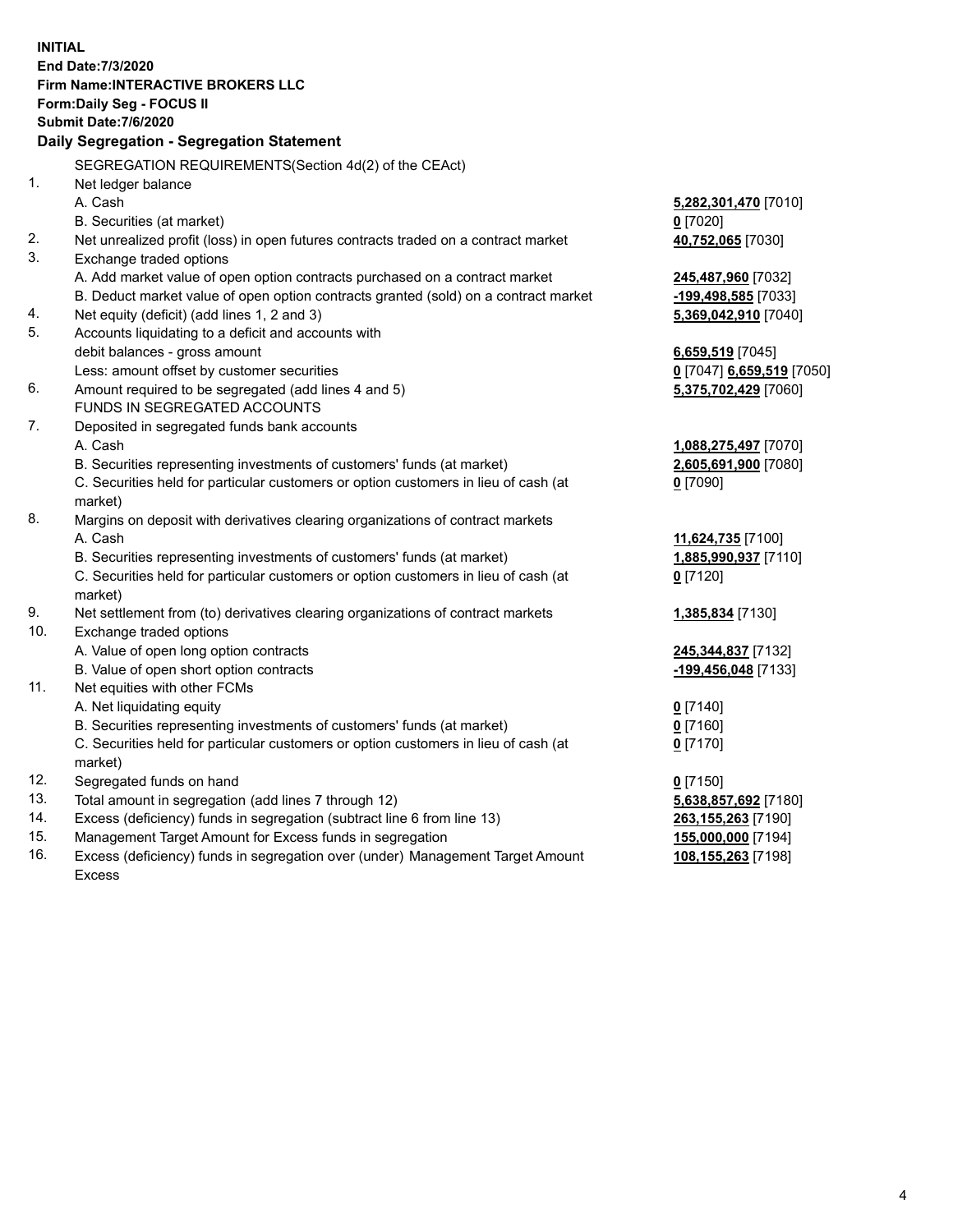**INITIAL**
**End Date:7/3/2020**
**Firm Name:INTERACTIVE BROKERS LLC**
**Form:Daily Seg - FOCUS II**
**Submit Date:7/6/2020**

## Daily Segregation - Segregation Statement

SEGREGATION REQUIREMENTS(Section 4d(2) of the CEAct)

| | | |
|---|---|---|
| 1. | Net ledger balance | |
| | A. Cash | **5,282,301,470** [7010] |
| | B. Securities (at market) | **0** [7020] |
| 2. | Net unrealized profit (loss) in open futures contracts traded on a contract market | **40,752,065** [7030] |
| 3. | Exchange traded options | |
| | A. Add market value of open option contracts purchased on a contract market | **245,487,960** [7032] |
| | B. Deduct market value of open option contracts granted (sold) on a contract market | **-199,498,585** [7033] |
| 4. | Net equity (deficit) (add lines 1, 2 and 3) | **5,369,042,910** [7040] |
| 5. | Accounts liquidating to a deficit and accounts with | |
| | debit balances - gross amount | **6,659,519** [7045] |
| | Less: amount offset by customer securities | **0** [7047] **6,659,519** [7050] |
| 6. | Amount required to be segregated (add lines 4 and 5) | **5,375,702,429** [7060] |
| | FUNDS IN SEGREGATED ACCOUNTS | |
| 7. | Deposited in segregated funds bank accounts | |
| | A. Cash | **1,088,275,497** [7070] |
| | B. Securities representing investments of customers' funds (at market) | **2,605,691,900** [7080] |
| | C. Securities held for particular customers or option customers in lieu of cash (at market) | **0** [7090] |
| 8. | Margins on deposit with derivatives clearing organizations of contract markets | |
| | A. Cash | **11,624,735** [7100] |
| | B. Securities representing investments of customers' funds (at market) | **1,885,990,937** [7110] |
| | C. Securities held for particular customers or option customers in lieu of cash (at market) | **0** [7120] |
| 9. | Net settlement from (to) derivatives clearing organizations of contract markets | **1,385,834** [7130] |
| 10. | Exchange traded options | |
| | A. Value of open long option contracts | **245,344,837** [7132] |
| | B. Value of open short option contracts | **-199,456,048** [7133] |
| 11. | Net equities with other FCMs | |
| | A. Net liquidating equity | **0** [7140] |
| | B. Securities representing investments of customers' funds (at market) | **0** [7160] |
| | C. Securities held for particular customers or option customers in lieu of cash (at market) | **0** [7170] |
| 12. | Segregated funds on hand | **0** [7150] |
| 13. | Total amount in segregation (add lines 7 through 12) | **5,638,857,692** [7180] |
| 14. | Excess (deficiency) funds in segregation (subtract line 6 from line 13) | **263,155,263** [7190] |
| 15. | Management Target Amount for Excess funds in segregation | **155,000,000** [7194] |
| 16. | Excess (deficiency) funds in segregation over (under) Management Target Amount Excess | **108,155,263** [7198] |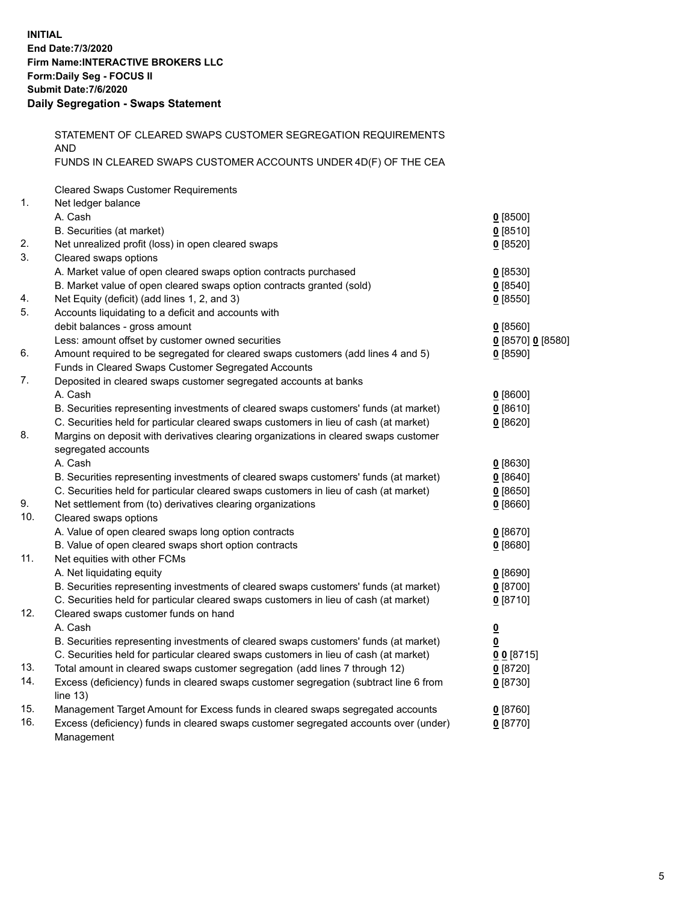**INITIAL**
**End Date:7/3/2020**
**Firm Name:INTERACTIVE BROKERS LLC**
**Form:Daily Seg - FOCUS II**
**Submit Date:7/6/2020**
**Daily Segregation - Swaps Statement**

STATEMENT OF CLEARED SWAPS CUSTOMER SEGREGATION REQUIREMENTS AND FUNDS IN CLEARED SWAPS CUSTOMER ACCOUNTS UNDER 4D(F) OF THE CEA

| | | |
|---|---|---|
| | Cleared Swaps Customer Requirements | |
| 1. | Net ledger balance | |
| | A. Cash | 0 [8500] |
| | B. Securities (at market) | 0 [8510] |
| 2. | Net unrealized profit (loss) in open cleared swaps | 0 [8520] |
| 3. | Cleared swaps options | |
| | A. Market value of open cleared swaps option contracts purchased | 0 [8530] |
| | B. Market value of open cleared swaps option contracts granted (sold) | 0 [8540] |
| 4. | Net Equity (deficit) (add lines 1, 2, and 3) | 0 [8550] |
| 5. | Accounts liquidating to a deficit and accounts with | |
| | debit balances - gross amount | 0 [8560] |
| | Less: amount offset by customer owned securities | 0 [8570] 0 [8580] |
| 6. | Amount required to be segregated for cleared swaps customers (add lines 4 and 5) | 0 [8590] |
| | Funds in Cleared Swaps Customer Segregated Accounts | |
| 7. | Deposited in cleared swaps customer segregated accounts at banks | |
| | A. Cash | 0 [8600] |
| | B. Securities representing investments of cleared swaps customers' funds (at market) | 0 [8610] |
| | C. Securities held for particular cleared swaps customers in lieu of cash (at market) | 0 [8620] |
| 8. | Margins on deposit with derivatives clearing organizations in cleared swaps customer segregated accounts | |
| | A. Cash | 0 [8630] |
| | B. Securities representing investments of cleared swaps customers' funds (at market) | 0 [8640] |
| | C. Securities held for particular cleared swaps customers in lieu of cash (at market) | 0 [8650] |
| 9. | Net settlement from (to) derivatives clearing organizations | 0 [8660] |
| 10. | Cleared swaps options | |
| | A. Value of open cleared swaps long option contracts | 0 [8670] |
| | B. Value of open cleared swaps short option contracts | 0 [8680] |
| 11. | Net equities with other FCMs | |
| | A. Net liquidating equity | 0 [8690] |
| | B. Securities representing investments of cleared swaps customers' funds (at market) | 0 [8700] |
| | C. Securities held for particular cleared swaps customers in lieu of cash (at market) | 0 [8710] |
| 12. | Cleared swaps customer funds on hand | |
| | A. Cash | 0 |
| | B. Securities representing investments of cleared swaps customers' funds (at market) | 0 |
| | C. Securities held for particular cleared swaps customers in lieu of cash (at market) | 0 0 [8715] |
| 13. | Total amount in cleared swaps customer segregation (add lines 7 through 12) | 0 [8720] |
| 14. | Excess (deficiency) funds in cleared swaps customer segregation (subtract line 6 from line 13) | 0 [8730] |
| 15. | Management Target Amount for Excess funds in cleared swaps segregated accounts | 0 [8760] |
| 16. | Excess (deficiency) funds in cleared swaps customer segregated accounts over (under) Management | 0 [8770] |